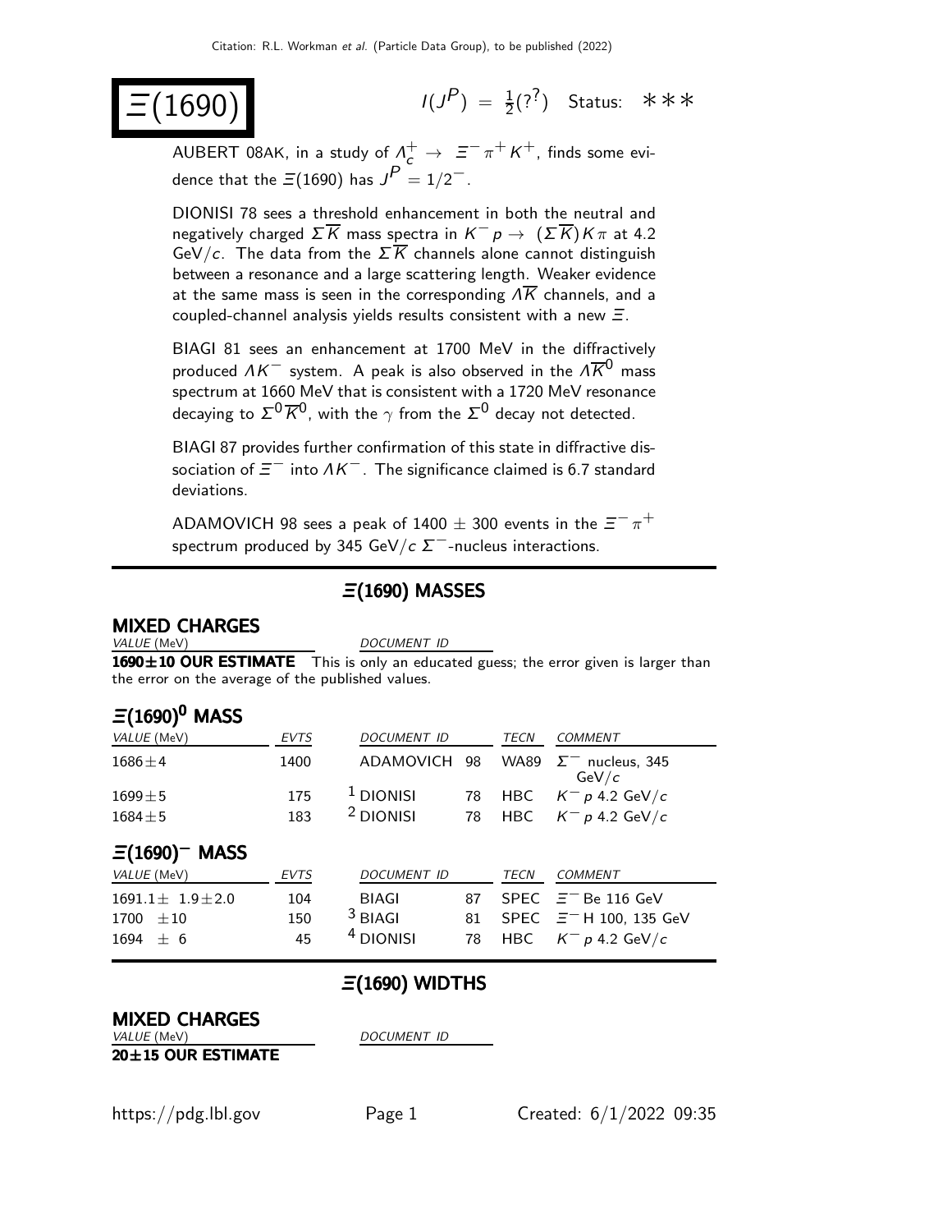# $\Xi(1690)$

$I(J^P) = \frac{1}{2}(?^?)$ Status: ∗∗∗

AUBERT 08AK, in a study of $\Lambda_c^+ \rightarrow \Xi^- \pi^+ K^+$, finds some evidence that the $\Xi(1690)$ has $J^P = 1/2^-$.

DIONISI 78 sees a threshold enhancement in both the neutral and negatively charged $\Sigma \overline{K}$ mass spectra in $K^- p \rightarrow (\Sigma \overline{K}) K \pi$ at 4.2 GeV/$c$. The data from the $\Sigma \overline{K}$ channels alone cannot distinguish between a resonance and a large scattering length. Weaker evidence at the same mass is seen in the corresponding $\Lambda \overline{K}$ channels, and a coupled-channel analysis yields results consistent with a new $\Xi$.

BIAGI 81 sees an enhancement at 1700 MeV in the diffractively produced $\Lambda K^-$ system. A peak is also observed in the $\Lambda \overline{K}^0$ mass spectrum at 1660 MeV that is consistent with a 1720 MeV resonance decaying to $\Sigma^0 \overline{K}^0$, with the $\gamma$ from the $\Sigma^0$ decay not detected.

BIAGI 87 provides further confirmation of this state in diffractive dissociation of $\Xi^-$ into $\Lambda K^-$. The significance claimed is 6.7 standard deviations.

ADAMOVICH 98 sees a peak of 1400 $\pm$ 300 events in the $\Xi^- \pi^+$ spectrum produced by 345 GeV/$c$ $\Sigma^-$-nucleus interactions.

## $\Xi(1690)$ MASSES

### MIXED CHARGES

| VALUE (MeV) | DOCUMENT ID |
|---|---|
| **1690±10 OUR ESTIMATE** | This is only an educated guess; the error given is larger than the error on the average of the published values. |

### $\Xi(1690)^0$ MASS

| VALUE (MeV) | EVTS | DOCUMENT ID | | TECN | COMMENT |
|---|---|---|---|---|---|
| $1686 \pm 4$ | 1400 | ADAMOVICH | 98 | WA89 | $\Sigma^-$ nucleus, 345 GeV/$c$ |
| $1699 \pm 5$ | 175 | [1] DIONISI | 78 | HBC | $K^- p$ 4.2 GeV/$c$ |
| $1684 \pm 5$ | 183 | [2] DIONISI | 78 | HBC | $K^- p$ 4.2 GeV/$c$ |

### $\Xi(1690)^-$ MASS

| VALUE (MeV) | EVTS | DOCUMENT ID | | TECN | COMMENT |
|---|---|---|---|---|---|
| $1691.1 \pm 1.9 \pm 2.0$ | 104 | BIAGI | 87 | SPEC | $\Xi^-$ Be 116 GeV |
| $1700 \pm 10$ | 150 | [3] BIAGI | 81 | SPEC | $\Xi^-$ H 100, 135 GeV |
| $1694 \pm 6$ | 45 | [4] DIONISI | 78 | HBC | $K^- p$ 4.2 GeV/$c$ |

## $\Xi(1690)$ WIDTHS

### MIXED CHARGES

| VALUE (MeV) | DOCUMENT ID |
|---|---|
| **20±15 OUR ESTIMATE** | |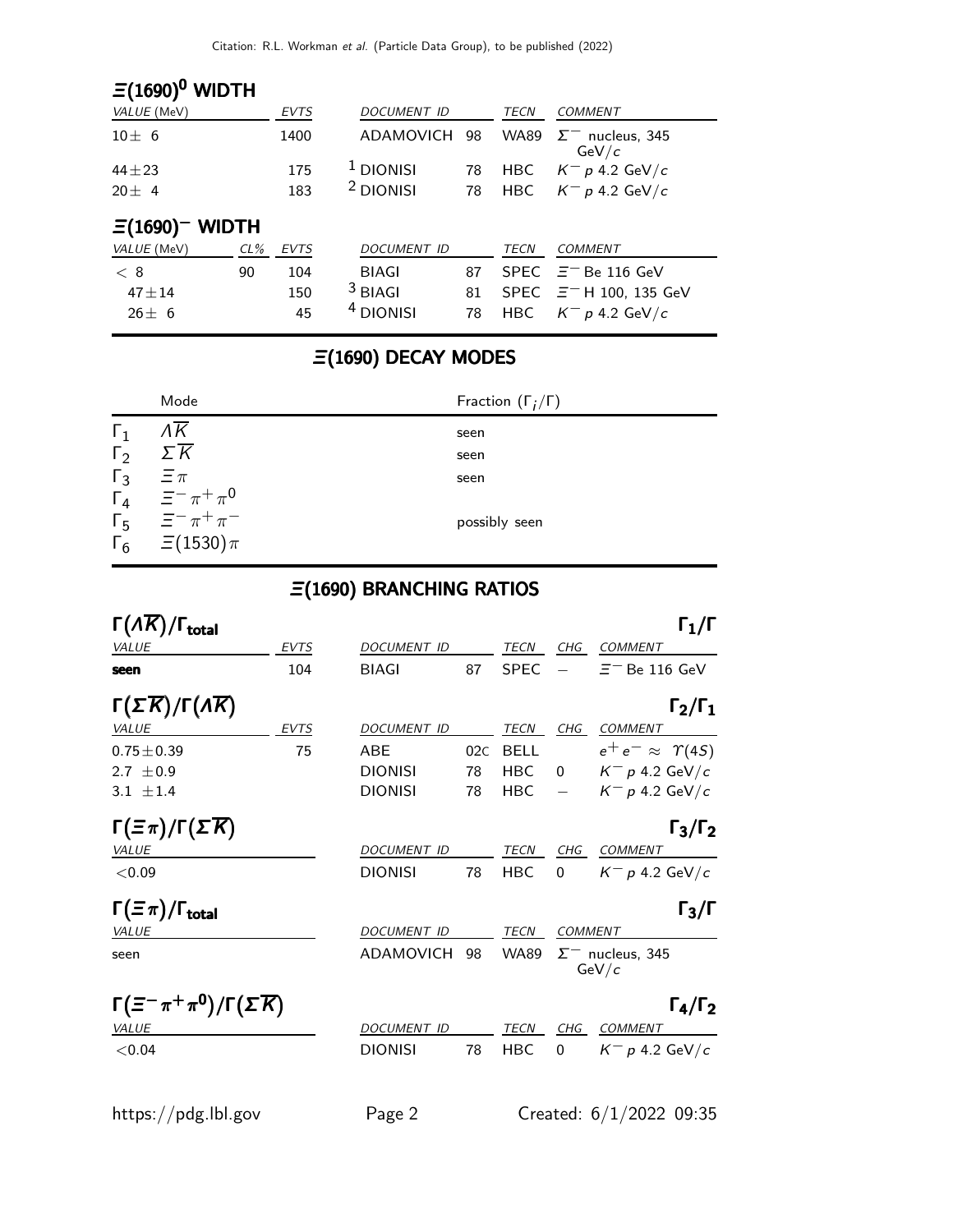## $\Xi(1690)^0$ WIDTH

| VALUE (MeV) | EVTS | DOCUMENT ID | | TECN | COMMENT |
|---|---|---|---|---|---|
| $10 \pm 6$ | 1400 | ADAMOVICH | 98 | WA89 | $\Sigma^-$ nucleus, 345 GeV/$c$ |
| $44 \pm 23$ | 175 | [1] DIONISI | 78 | HBC | $K^- p$ 4.2 GeV/$c$ |
| $20 \pm 4$ | 183 | [2] DIONISI | 78 | HBC | $K^- p$ 4.2 GeV/$c$ |

## $\Xi(1690)^-$ WIDTH

| VALUE (MeV) | CL% | EVTS | DOCUMENT ID | | TECN | COMMENT |
|---|---|---|---|---|---|---|
| $< 8$ | 90 | 104 | BIAGI | 87 | SPEC | $\Xi^-$ Be 116 GeV |
| $47 \pm 14$ | | 150 | [3] BIAGI | 81 | SPEC | $\Xi^-$ H 100, 135 GeV |
| $26 \pm 6$ | | 45 | [4] DIONISI | 78 | HBC | $K^- p$ 4.2 GeV/$c$ |

## $\Xi(1690)$ DECAY MODES

| | Mode | Fraction ($\Gamma_i/\Gamma$) |
|---|---|---|
| $\Gamma_1$ | $\Lambda \overline{K}$ | seen |
| $\Gamma_2$ | $\Sigma \overline{K}$ | seen |
| $\Gamma_3$ | $\Xi \pi$ | seen |
| $\Gamma_4$ | $\Xi^- \pi^+ \pi^0$ | |
| $\Gamma_5$ | $\Xi^- \pi^+ \pi^-$ | possibly seen |
| $\Gamma_6$ | $\Xi(1530) \pi$ | |

## $\Xi(1690)$ BRANCHING RATIOS

### $\Gamma(\Lambda \overline{K})/\Gamma_{\text{total}}$ — $\Gamma_1/\Gamma$

| VALUE | EVTS | DOCUMENT ID | | TECN | CHG | COMMENT |
|---|---|---|---|---|---|---|
| **seen** | 104 | BIAGI | 87 | SPEC | $-$ | $\Xi^-$ Be 116 GeV |

### $\Gamma(\Sigma \overline{K})/\Gamma(\Lambda \overline{K})$ — $\Gamma_2/\Gamma_1$

| VALUE | EVTS | DOCUMENT ID | | TECN | CHG | COMMENT |
|---|---|---|---|---|---|---|
| $0.75 \pm 0.39$ | 75 | ABE | 02C | BELL | | $e^+ e^- \approx \Upsilon(4S)$ |
| $2.7 \pm 0.9$ | | DIONISI | 78 | HBC | 0 | $K^- p$ 4.2 GeV/$c$ |
| $3.1 \pm 1.4$ | | DIONISI | 78 | HBC | $-$ | $K^- p$ 4.2 GeV/$c$ |

### $\Gamma(\Xi \pi)/\Gamma(\Sigma \overline{K})$ — $\Gamma_3/\Gamma_2$

| VALUE | DOCUMENT ID | | TECN | CHG | COMMENT |
|---|---|---|---|---|---|
| $<0.09$ | DIONISI | 78 | HBC | 0 | $K^- p$ 4.2 GeV/$c$ |

### $\Gamma(\Xi \pi)/\Gamma_{\text{total}}$ — $\Gamma_3/\Gamma$

| VALUE | DOCUMENT ID | | TECN | COMMENT |
|---|---|---|---|---|
| seen | ADAMOVICH | 98 | WA89 | $\Sigma^-$ nucleus, 345 GeV/$c$ |

### $\Gamma(\Xi^- \pi^+ \pi^0)/\Gamma(\Sigma \overline{K})$ — $\Gamma_4/\Gamma_2$

| VALUE | DOCUMENT ID | | TECN | CHG | COMMENT |
|---|---|---|---|---|---|
| $<0.04$ | DIONISI | 78 | HBC | 0 | $K^- p$ 4.2 GeV/$c$ |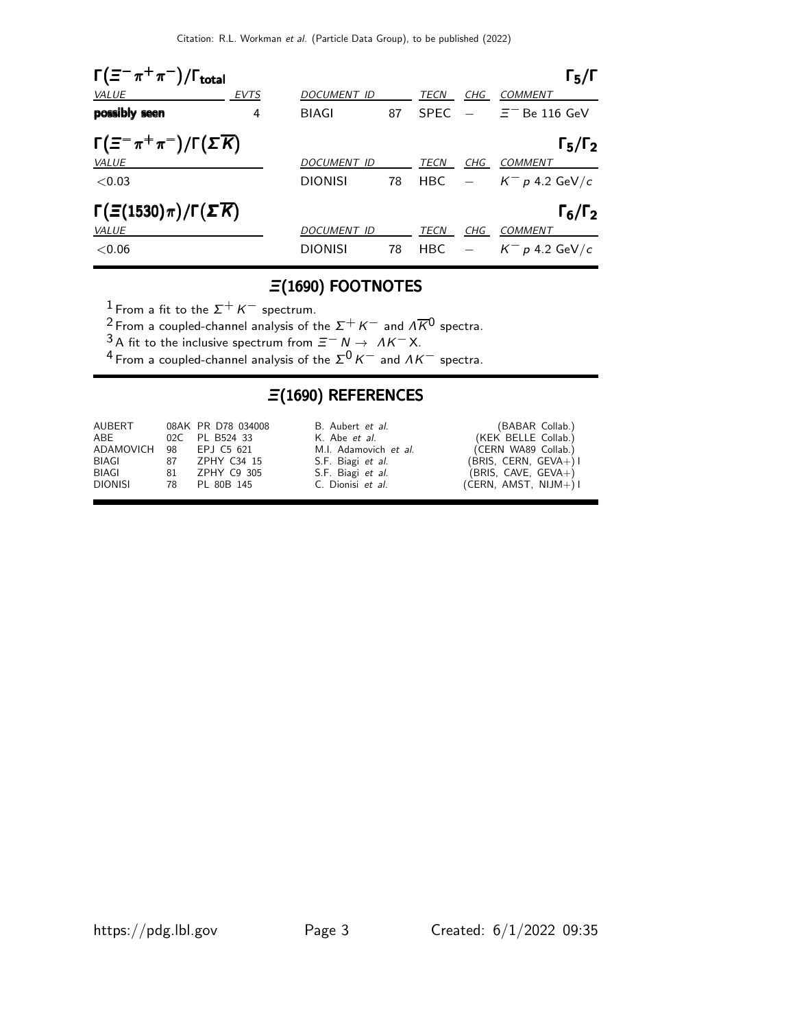### $\Gamma(\Xi^- \pi^+ \pi^-)/\Gamma_{\text{total}}$ $\qquad\qquad\qquad\qquad\qquad\qquad\qquad\qquad\qquad$ $\Gamma_5/\Gamma$

| VALUE | EVTS | DOCUMENT ID | | TECN | CHG | COMMENT |
|---|---|---|---|---|---|---|
| **possibly seen** | 4 | BIAGI | 87 | SPEC | $-$ | $\Xi^-$ Be 116 GeV |

### $\Gamma(\Xi^- \pi^+ \pi^-)/\Gamma(\Sigma \overline{K})$ $\qquad\qquad\qquad\qquad\qquad\qquad\qquad\qquad\qquad$ $\Gamma_5/\Gamma_2$

| VALUE | DOCUMENT ID | | TECN | CHG | COMMENT |
|---|---|---|---|---|---|
| $<0.03$ | DIONISI | 78 | HBC | $-$ | $K^- p$ 4.2 GeV/$c$ |

### $\Gamma(\Xi(1530)\pi)/\Gamma(\Sigma \overline{K})$ $\qquad\qquad\qquad\qquad\qquad\qquad\qquad\qquad\qquad$ $\Gamma_6/\Gamma_2$

| VALUE | DOCUMENT ID | | TECN | CHG | COMMENT |
|---|---|---|---|---|---|
| $<0.06$ | DIONISI | 78 | HBC | $-$ | $K^- p$ 4.2 GeV/$c$ |

## $\Xi(1690)$ FOOTNOTES

[1] From a fit to the $\Sigma^+ K^-$ spectrum.

[2] From a coupled-channel analysis of the $\Sigma^+ K^-$ and $\Lambda \overline{K}^0$ spectra.

[3] A fit to the inclusive spectrum from $\Xi^- N \rightarrow \Lambda K^- X$.

[4] From a coupled-channel analysis of the $\Sigma^0 K^-$ and $\Lambda K^-$ spectra.

## $\Xi(1690)$ REFERENCES

| | | | | |
|---|---|---|---|---|
| AUBERT | 08AK | PR D78 034008 | B. Aubert *et al.* | (BABAR Collab.) |
| ABE | 02C | PL B524 33 | K. Abe *et al.* | (KEK BELLE Collab.) |
| ADAMOVICH | 98 | EPJ C5 621 | M.I. Adamovich *et al.* | (CERN WA89 Collab.) |
| BIAGI | 87 | ZPHY C34 15 | S.F. Biagi *et al.* | (BRIS, CERN, GEVA+) I |
| BIAGI | 81 | ZPHY C9 305 | S.F. Biagi *et al.* | (BRIS, CAVE, GEVA+) |
| DIONISI | 78 | PL 80B 145 | C. Dionisi *et al.* | (CERN, AMST, NIJM+) I |